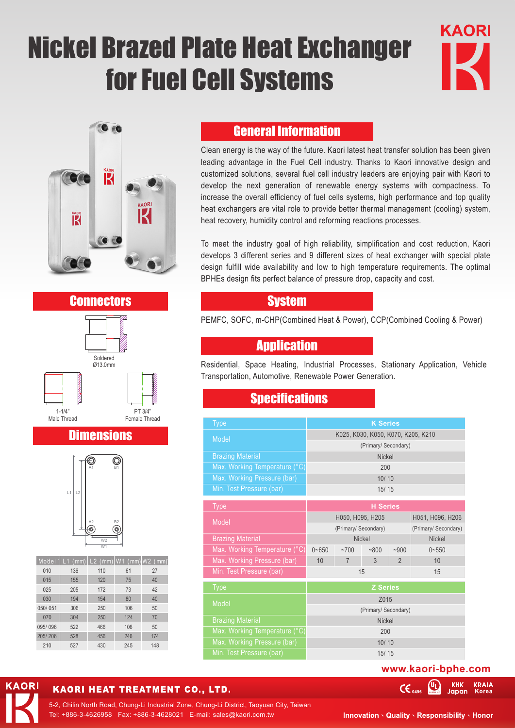# Nickel Brazed Plate Heat Exchanger for Fuel Cell Systems

KAORI

## General Information

Clean energy is the way of the future. Kaori latest heat transfer solution has been given leading advantage in the Fuel Cell industry. Thanks to Kaori innovative design and customized solutions, several fuel cell industry leaders are enjoying pair with Kaori to develop the next generation of renewable energy systems with compactness. To increase the overall efficiency of fuel cells systems, high performance and top quality heat exchangers are vital role to provide better thermal management (cooling) system, heat recovery, humidity control and reforming reactions processes.

To meet the industry goal of high reliability, simplification and cost reduction, Kaori develops 3 different series and 9 different sizes of heat exchanger with special plate design fulfill wide availability and low to high temperature requirements. The optimal BPHEs design fits perfect balance of pressure drop, capacity and cost.

## Connectors

Soldered
Ø13.0mm

1-1/4"
Male Thread

PT 3/4"
Female Thread

## Dimensions

A1, B1, A2, B2, L1, L2, W1, W2

| Model | L1 (mm) | L2 (mm) | W1 (mm) | W2 (mm) |
|---|---|---|---|---|
| 010 | 136 | 110 | 61 | 27 |
| 015 | 155 | 120 | 75 | 40 |
| 025 | 205 | 172 | 73 | 42 |
| 030 | 194 | 154 | 80 | 40 |
| 050/ 051 | 306 | 250 | 106 | 50 |
| 070 | 304 | 250 | 124 | 70 |
| 095/ 096 | 522 | 466 | 106 | 50 |
| 205/ 206 | 528 | 456 | 246 | 174 |
| 210 | 527 | 430 | 245 | 148 |

## System

PEMFC, SOFC, m-CHP(Combined Heat & Power), CCP(Combined Cooling & Power)

## Application

Residential, Space Heating, Industrial Processes, Stationary Application, Vehicle Transportation, Automotive, Renewable Power Generation.

## Specifications

| Type | K Series |
|---|---|
| Model | K025, K030, K050, K070, K205, K210 (Primary/ Secondary) |
| Brazing Material | Nickel |
| Max. Working Temperature (°C) | 200 |
| Max. Working Pressure (bar) | 10/ 10 |
| Min. Test Pressure (bar) | 15/ 15 |

| Type | H Series | | | | |
|---|---|---|---|---|---|
| Model | H050, H095, H205 (Primary/ Secondary) | | | | H051, H096, H206 (Primary/ Secondary) |
| Brazing Material | Nickel | | | | Nickel |
| Max. Working Temperature (°C) | 0~650 | ~700 | ~800 | ~900 | 0~550 |
| Max. Working Pressure (bar) | 10 | 7 | 3 | 2 | 10 |
| Min. Test Pressure (bar) | 15 | | | | 15 |

| Type | Z Series |
|---|---|
| Model | Z015 (Primary/ Secondary) |
| Brazing Material | Nickel |
| Max. Working Temperature (°C) | 200 |
| Max. Working Pressure (bar) | 10/ 10 |
| Min. Test Pressure (bar) | 15/ 15 |

www.kaori-bphe.com

**KAORI HEAT TREATMENT CO., LTD.**

5-2, Chilin North Road, Chung-Li Industrial Zone, Chung-Li District, Taoyuan City, Taiwan
Tel: +886-3-4626958 Fax: +886-3-4628021 E-mail: sales@kaori.com.tw

CE 0496 UL KHK Japan KRAIA Korea

Innovation、Quality、Responsibility、Honor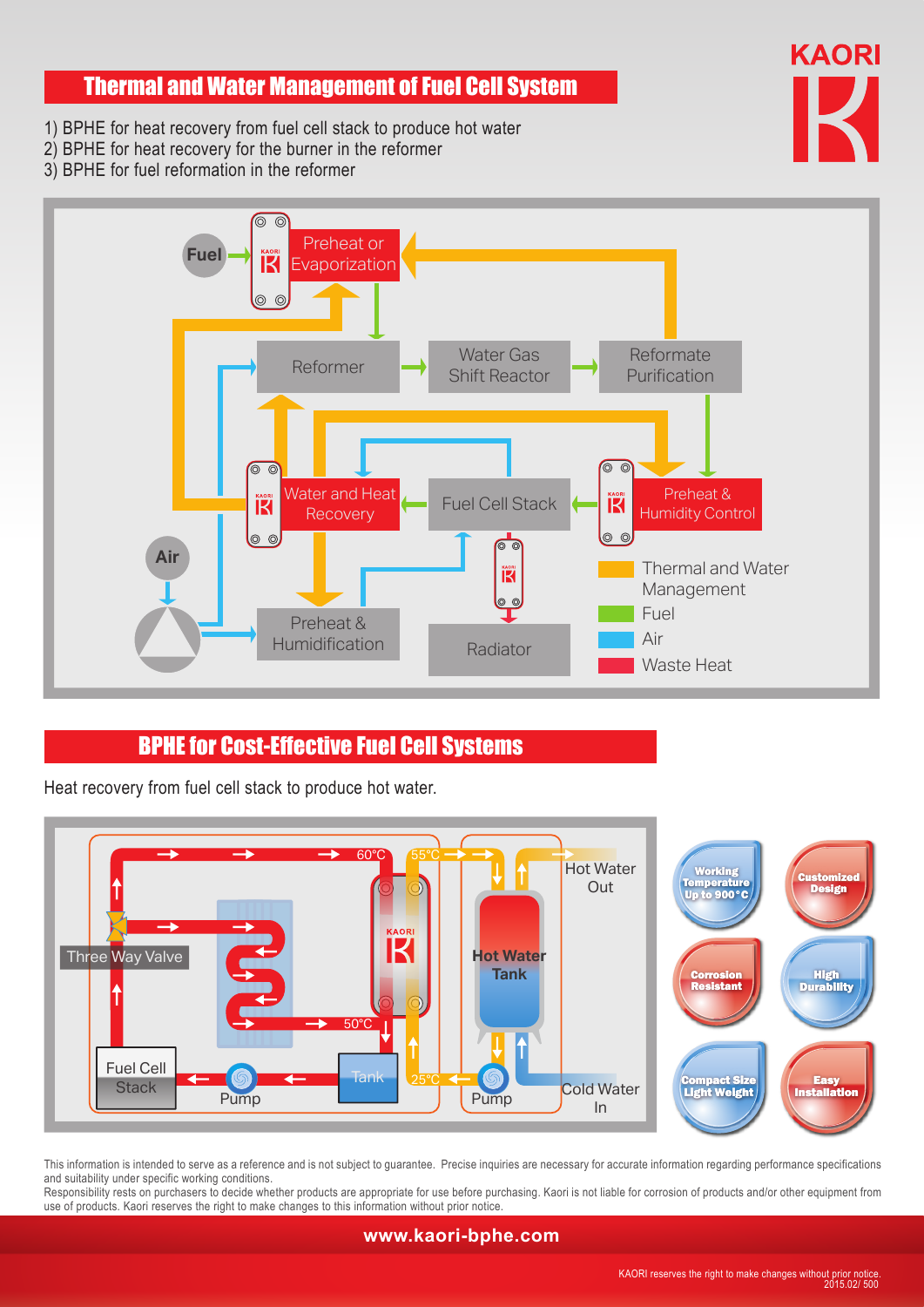## Thermal and Water Management of Fuel Cell System

1) BPHE for heat recovery from fuel cell stack to produce hot water
2) BPHE for heat recovery for the burner in the reformer
3) BPHE for fuel reformation in the reformer

Fuel
Preheat or Evaporization
Reformer
Water Gas Shift Reactor
Reformate Purification
Water and Heat Recovery
Fuel Cell Stack
Preheat & Humidity Control
Air
Preheat & Humidification
Radiator
Thermal and Water Management
Fuel
Air
Waste Heat

## BPHE for Cost-Effective Fuel Cell Systems

Heat recovery from fuel cell stack to produce hot water.

60°C
55°C
Hot Water Out
Three Way Valve
Hot Water Tank
50°C
Fuel Cell Stack
Pump
Tank
25°C
Pump
Cold Water In

Working Temperature Up to 900°C
Customized Design
Corrosion Resistant
High Durability
Compact Size Light Weight
Easy Installation

This information is intended to serve as a reference and is not subject to guarantee. Precise inquiries are necessary for accurate information regarding performance specifications and suitability under specific working conditions.
Responsibility rests on purchasers to decide whether products are appropriate for use before purchasing. Kaori is not liable for corrosion of products and/or other equipment from use of products. Kaori reserves the right to make changes to this information without prior notice.

www.kaori-bphe.com

KAORI reserves the right to make changes without prior notice.
2015.02/ 500